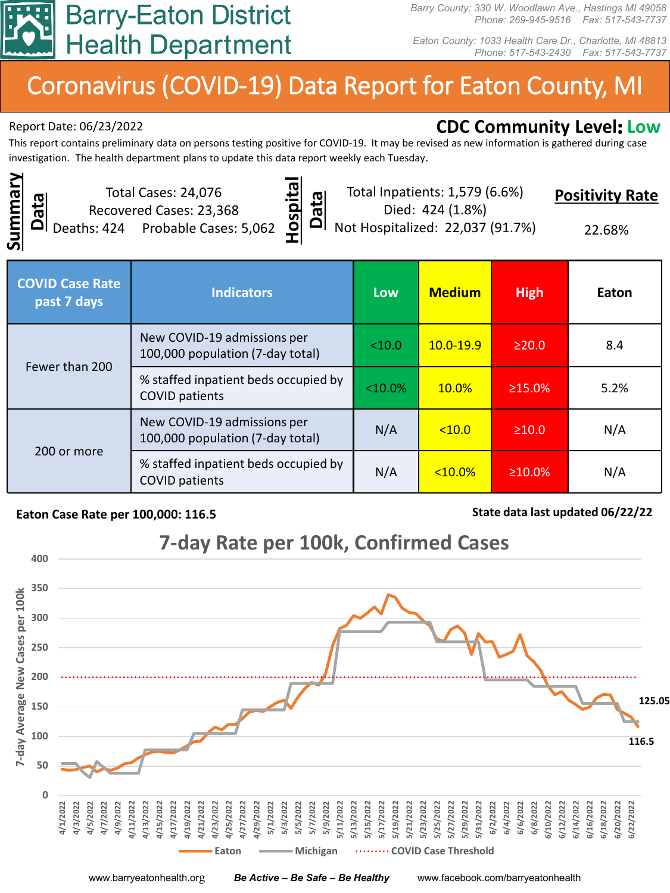# Barry-Eaton District Health Department

Barry County: 330 W. Woodlawn Ave., Hastings MI 49058
Phone: 269-945-9516 Fax: 517-543-7737

Eaton County: 1033 Health Care Dr., Charlotte, MI 48813
Phone: 517-543-2430 Fax: 517-543-7737

# Coronavirus (COVID-19) Data Report for Eaton County, MI

Report Date: 06/23/2022

**CDC Community Level: Low**

This report contains preliminary data on persons testing positive for COVID-19. It may be revised as new information is gathered during case investigation. The health department plans to update this data report weekly each Tuesday.

## Summary Data

Total Cases: 24,076
Recovered Cases: 23,368
Deaths: 424
Probable Cases: 5,062

## Hospital Data

Total Inpatients: 1,579 (6.6%)
Died: 424 (1.8%)
Not Hospitalized: 22,037 (91.7%)

## Positivity Rate

22.68%

| COVID Case Rate past 7 days | Indicators | Low | Medium | High | Eaton |
|---|---|---|---|---|---|
| Fewer than 200 | New COVID-19 admissions per 100,000 population (7-day total) | <10.0 | 10.0-19.9 | ≥20.0 | 8.4 |
| | % staffed inpatient beds occupied by COVID patients | <10.0% | 10.0% | ≥15.0% | 5.2% |
| 200 or more | New COVID-19 admissions per 100,000 population (7-day total) | N/A | <10.0 | ≥10.0 | N/A |
| | % staffed inpatient beds occupied by COVID patients | N/A | <10.0% | ≥10.0% | N/A |

**Eaton Case Rate per 100,000: 116.5**

**State data last updated 06/22/22**

**7-day Rate per 100k, Confirmed Cases**

Legend: Eaton, Michigan, COVID Case Threshold. End values: Michigan 125.05, Eaton 116.5.

www.barryeatonhealth.org *Be Active – Be Safe – Be Healthy* www.facebook.com/barryeatonhealth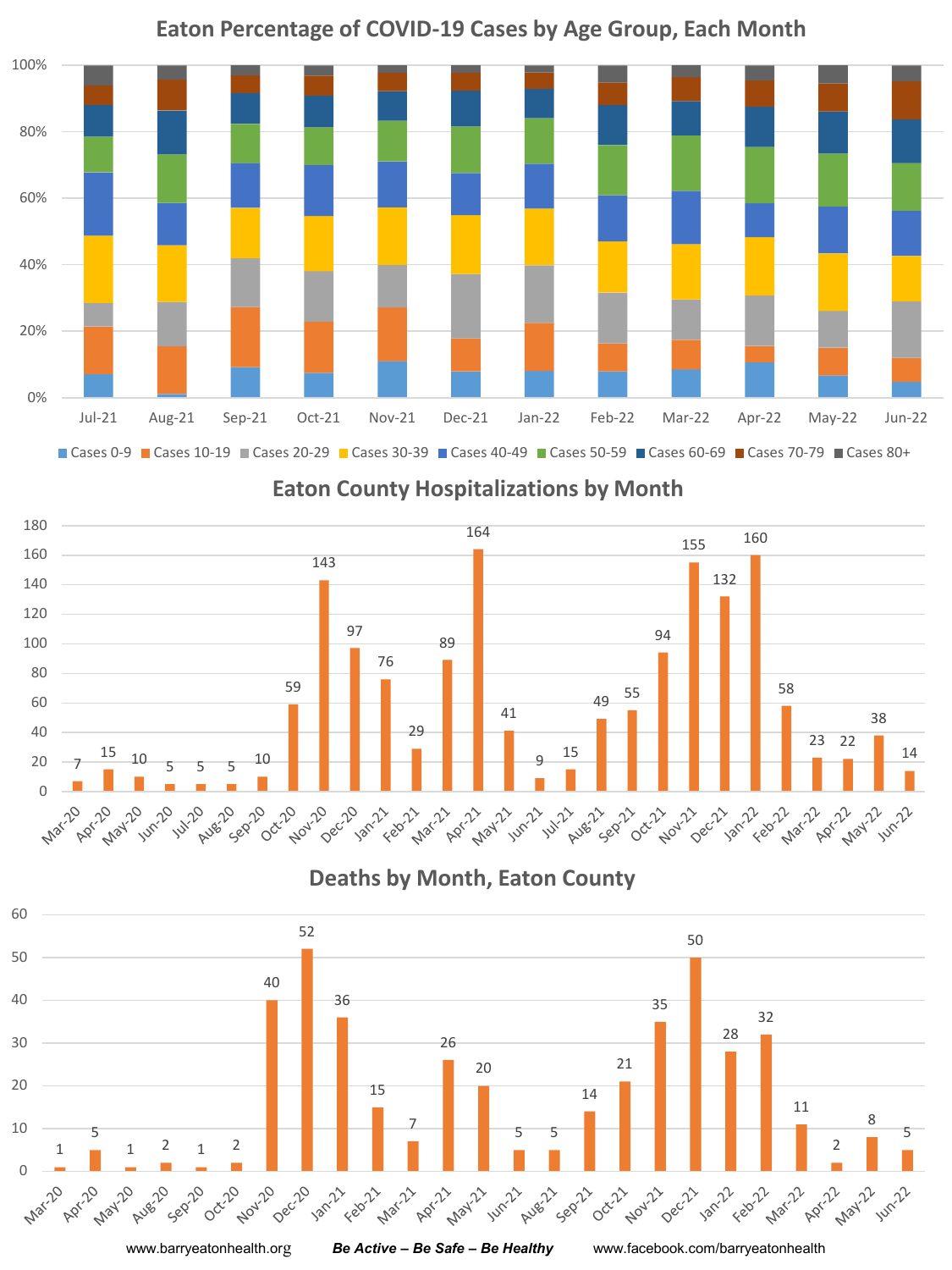## Eaton Percentage of COVID-19 Cases by Age Group, Each Month

100%
80%
60%
40%
20%
0%

Jul-21 Aug-21 Sep-21 Oct-21 Nov-21 Dec-21 Jan-22 Feb-22 Mar-22 Apr-22 May-22 Jun-22

Cases 0-9 Cases 10-19 Cases 20-29 Cases 30-39 Cases 40-49 Cases 50-59 Cases 60-69 Cases 70-79 Cases 80+

## Eaton County Hospitalizations by Month

180
160
140
120
100
80
60
40
20
0

7 15 10 5 5 5 10 59 143 97 76 29 89 164 41 9 15 49 55 94 155 132 160 58 23 22 38 14

Mar-20 Apr-20 May-20 Jun-20 Jul-20 Aug-20 Sep-20 Oct-20 Nov-20 Dec-20 Jan-21 Feb-21 Mar-21 Apr-21 May-21 Jun-21 Jul-21 Aug-21 Sep-21 Oct-21 Nov-21 Dec-21 Jan-22 Feb-22 Mar-22 Apr-22 May-22 Jun-22

## Deaths by Month, Eaton County

60
50
40
30
20
10
0

1 5 1 2 1 2 40 52 36 15 7 26 20 5 5 14 21 35 50 28 32 11 2 8 5

Mar-20 Apr-20 May-20 Aug-20 Sep-20 Oct-20 Nov-20 Dec-20 Jan-21 Feb-21 Mar-21 Apr-21 May-21 Jun-21 Aug-21 Sep-21 Oct-21 Nov-21 Dec-21 Jan-22 Feb-22 Mar-22 Apr-22 May-22 Jun-22

www.barryeatonhealth.org ***Be Active – Be Safe – Be Healthy*** www.facebook.com/barryeatonhealth